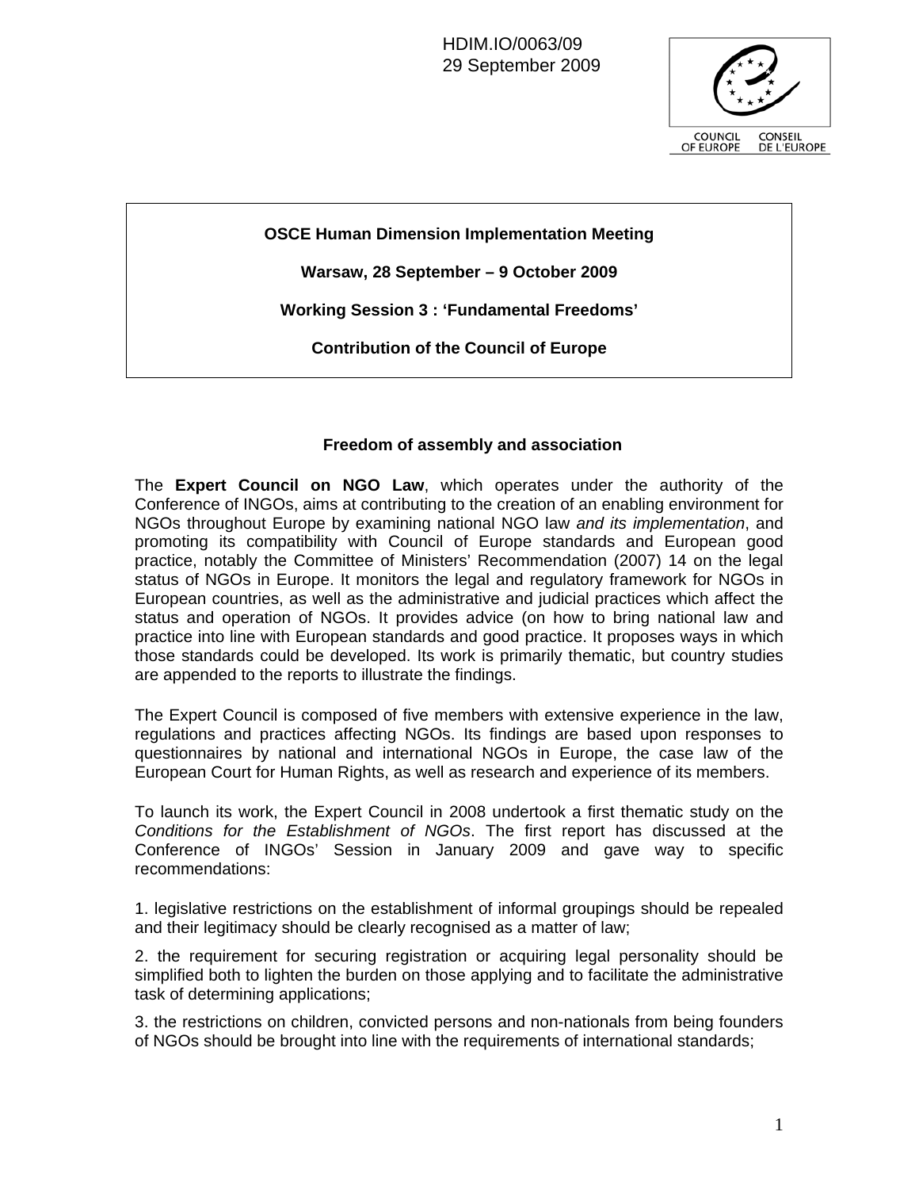HDIM.IO/0063/09
29 September 2009

COUNCIL OF EUROPE CONSEIL DE L'EUROPE

**OSCE Human Dimension Implementation Meeting**

**Warsaw, 28 September – 9 October 2009**

**Working Session 3 : 'Fundamental Freedoms'**

**Contribution of the Council of Europe**

## Freedom of assembly and association

The **Expert Council on NGO Law**, which operates under the authority of the Conference of INGOs, aims at contributing to the creation of an enabling environment for NGOs throughout Europe by examining national NGO law *and its implementation*, and promoting its compatibility with Council of Europe standards and European good practice, notably the Committee of Ministers' Recommendation (2007) 14 on the legal status of NGOs in Europe. It monitors the legal and regulatory framework for NGOs in European countries, as well as the administrative and judicial practices which affect the status and operation of NGOs. It provides advice (on how to bring national law and practice into line with European standards and good practice. It proposes ways in which those standards could be developed. Its work is primarily thematic, but country studies are appended to the reports to illustrate the findings.

The Expert Council is composed of five members with extensive experience in the law, regulations and practices affecting NGOs. Its findings are based upon responses to questionnaires by national and international NGOs in Europe, the case law of the European Court for Human Rights, as well as research and experience of its members.

To launch its work, the Expert Council in 2008 undertook a first thematic study on the *Conditions for the Establishment of NGOs*. The first report has discussed at the Conference of INGOs' Session in January 2009 and gave way to specific recommendations:

1. legislative restrictions on the establishment of informal groupings should be repealed and their legitimacy should be clearly recognised as a matter of law;

2. the requirement for securing registration or acquiring legal personality should be simplified both to lighten the burden on those applying and to facilitate the administrative task of determining applications;

3. the restrictions on children, convicted persons and non-nationals from being founders of NGOs should be brought into line with the requirements of international standards;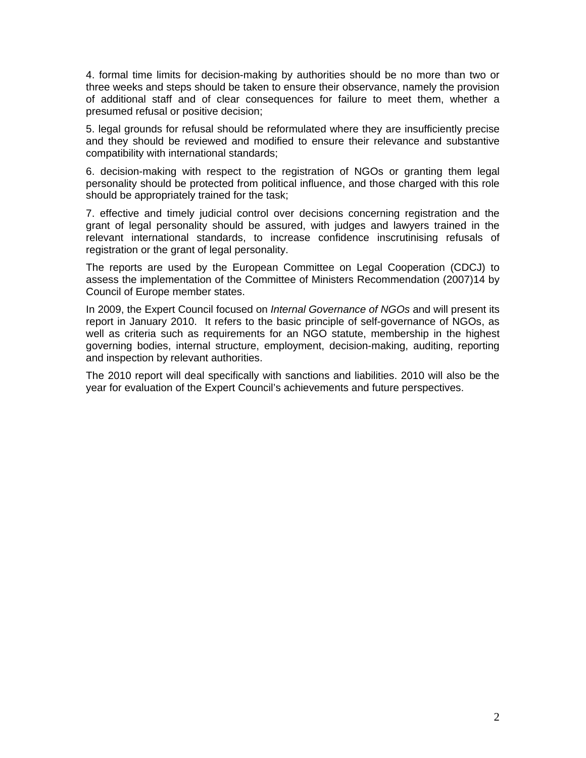4. formal time limits for decision-making by authorities should be no more than two or three weeks and steps should be taken to ensure their observance, namely the provision of additional staff and of clear consequences for failure to meet them, whether a presumed refusal or positive decision;

5. legal grounds for refusal should be reformulated where they are insufficiently precise and they should be reviewed and modified to ensure their relevance and substantive compatibility with international standards;

6. decision-making with respect to the registration of NGOs or granting them legal personality should be protected from political influence, and those charged with this role should be appropriately trained for the task;

7. effective and timely judicial control over decisions concerning registration and the grant of legal personality should be assured, with judges and lawyers trained in the relevant international standards, to increase confidence inscrutinising refusals of registration or the grant of legal personality.

The reports are used by the European Committee on Legal Cooperation (CDCJ) to assess the implementation of the Committee of Ministers Recommendation (2007)14 by Council of Europe member states.

In 2009, the Expert Council focused on *Internal Governance of NGOs* and will present its report in January 2010. It refers to the basic principle of self-governance of NGOs, as well as criteria such as requirements for an NGO statute, membership in the highest governing bodies, internal structure, employment, decision-making, auditing, reporting and inspection by relevant authorities.

The 2010 report will deal specifically with sanctions and liabilities. 2010 will also be the year for evaluation of the Expert Council's achievements and future perspectives.